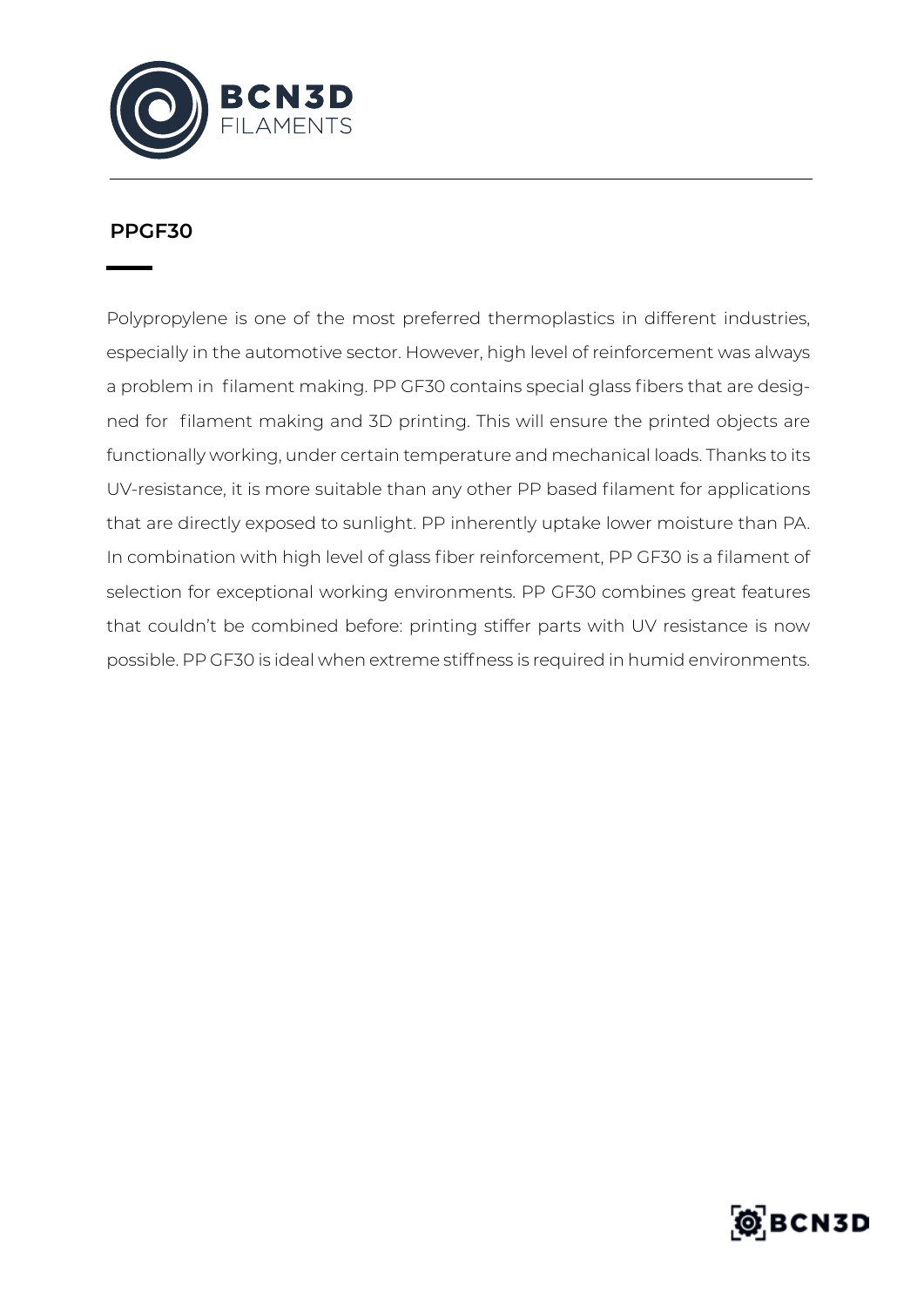BCN3D FILAMENTS

## PPGF30

Polypropylene is one of the most preferred thermoplastics in different industries, especially in the automotive sector. However, high level of reinforcement was always a problem in filament making. PP GF30 contains special glass fibers that are designed for filament making and 3D printing. This will ensure the printed objects are functionally working, under certain temperature and mechanical loads. Thanks to its UV-resistance, it is more suitable than any other PP based filament for applications that are directly exposed to sunlight. PP inherently uptake lower moisture than PA. In combination with high level of glass fiber reinforcement, PP GF30 is a filament of selection for exceptional working environments. PP GF30 combines great features that couldn't be combined before: printing stiffer parts with UV resistance is now possible. PP GF30 is ideal when extreme stiffness is required in humid environments.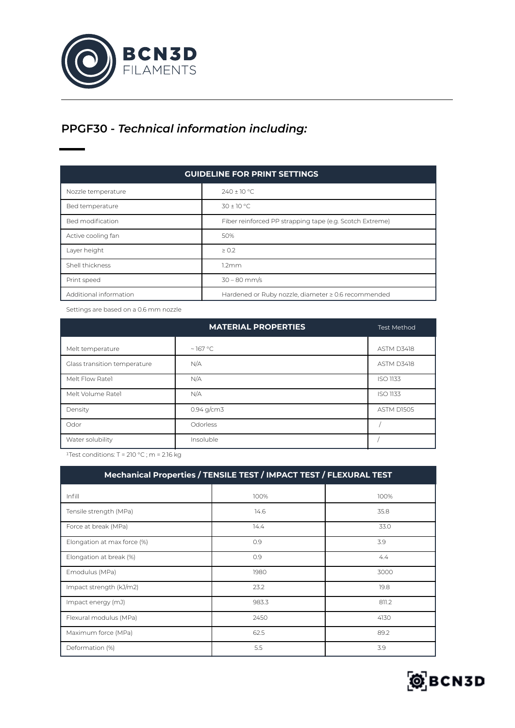## PPGF30 - *Technical information including:*

| GUIDELINE FOR PRINT SETTINGS | |
|---|---|
| Nozzle temperature | 240 ± 10 °C |
| Bed temperature | 30 ± 10 °C |
| Bed modification | Fiber reinforced PP strapping tape (e.g. Scotch Extreme) |
| Active cooling fan | 50% |
| Layer height | ≥ 0.2 |
| Shell thickness | 1.2mm |
| Print speed | 30 – 80 mm/s |
| Additional information | Hardened or Ruby nozzle, diameter ≥ 0.6 recommended |

Settings are based on a 0.6 mm nozzle

| | MATERIAL PROPERTIES | Test Method |
|---|---|---|
| Melt temperature | ~ 167 °C | ASTM D3418 |
| Glass transition temperature | N/A | ASTM D3418 |
| Melt Flow Rate[1] | N/A | ISO 1133 |
| Melt Volume Rate[1] | N/A | ISO 1133 |
| Density | 0.94 g/cm3 | ASTM D1505 |
| Odor | Odorless | / |
| Water solubility | Insoluble | / |

[1]Test conditions: T = 210 °C ; m = 2.16 kg

| Mechanical Properties / TENSILE TEST / IMPACT TEST / FLEXURAL TEST | | |
|---|---|---|
| Infill | 100% | 100% |
| Tensile strength (MPa) | 14.6 | 35.8 |
| Force at break (MPa) | 14.4 | 33.0 |
| Elongation at max force (%) | 0.9 | 3.9 |
| Elongation at break (%) | 0.9 | 4.4 |
| Emodulus (MPa) | 1980 | 3000 |
| Impact strength (kJ/m2) | 23.2 | 19.8 |
| Impact energy (mJ) | 983.3 | 811.2 |
| Flexural modulus (MPa) | 2450 | 4130 |
| Maximum force (MPa) | 62.5 | 89.2 |
| Deformation (%) | 5.5 | 3.9 |